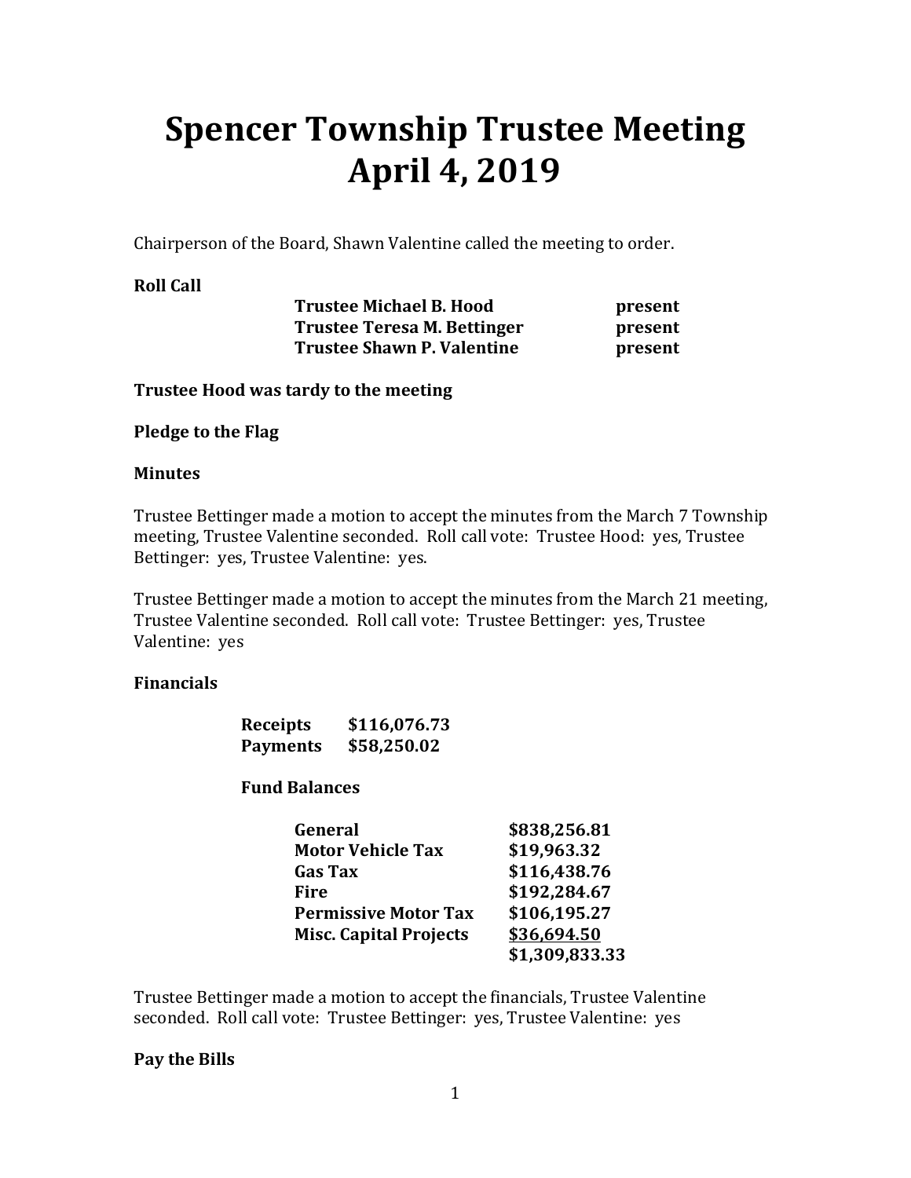# Spencer Township Trustee Meeting April 4, 2019

Chairperson of the Board, Shawn Valentine called the meeting to order.

**Roll Call**

| | |
|---|---|
| **Trustee Michael B. Hood** | **present** |
| **Trustee Teresa M. Bettinger** | **present** |
| **Trustee Shawn P. Valentine** | **present** |

**Trustee Hood was tardy to the meeting**

**Pledge to the Flag**

**Minutes**

Trustee Bettinger made a motion to accept the minutes from the March 7 Township meeting, Trustee Valentine seconded. Roll call vote: Trustee Hood: yes, Trustee Bettinger: yes, Trustee Valentine: yes.

Trustee Bettinger made a motion to accept the minutes from the March 21 meeting, Trustee Valentine seconded. Roll call vote: Trustee Bettinger: yes, Trustee Valentine: yes

**Financials**

| | |
|---|---|
| **Receipts** | **$116,076.73** |
| **Payments** | **$58,250.02** |

**Fund Balances**

| | |
|---|---|
| **General** | **$838,256.81** |
| **Motor Vehicle Tax** | **$19,963.32** |
| **Gas Tax** | **$116,438.76** |
| **Fire** | **$192,284.67** |
| **Permissive Motor Tax** | **$106,195.27** |
| **Misc. Capital Projects** | **$36,694.50** |
| | **$1,309,833.33** |

Trustee Bettinger made a motion to accept the financials, Trustee Valentine seconded. Roll call vote: Trustee Bettinger: yes, Trustee Valentine: yes

**Pay the Bills**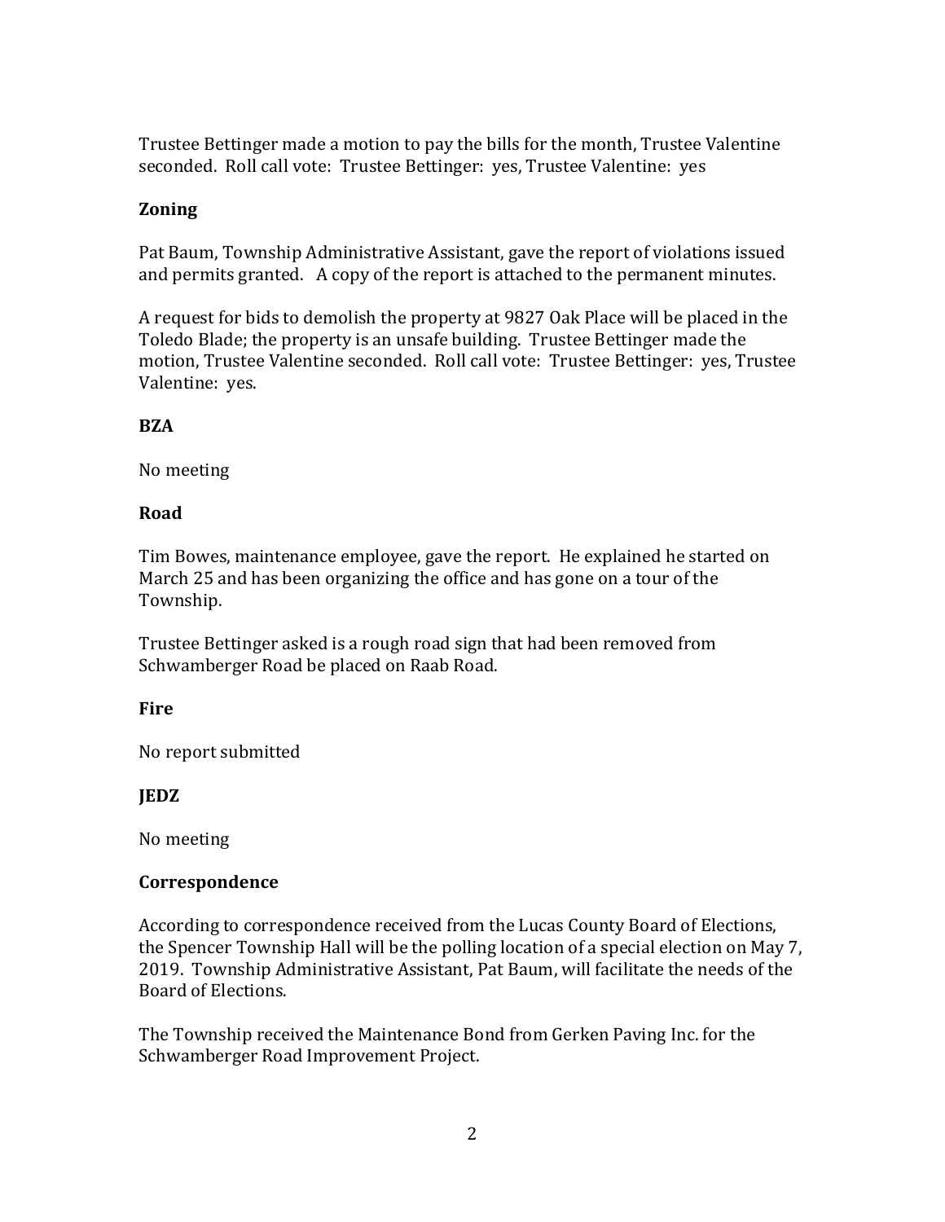Trustee Bettinger made a motion to pay the bills for the month, Trustee Valentine seconded. Roll call vote: Trustee Bettinger: yes, Trustee Valentine: yes

**Zoning**

Pat Baum, Township Administrative Assistant, gave the report of violations issued and permits granted. A copy of the report is attached to the permanent minutes.

A request for bids to demolish the property at 9827 Oak Place will be placed in the Toledo Blade; the property is an unsafe building. Trustee Bettinger made the motion, Trustee Valentine seconded. Roll call vote: Trustee Bettinger: yes, Trustee Valentine: yes.

**BZA**

No meeting

**Road**

Tim Bowes, maintenance employee, gave the report. He explained he started on March 25 and has been organizing the office and has gone on a tour of the Township.

Trustee Bettinger asked is a rough road sign that had been removed from Schwamberger Road be placed on Raab Road.

**Fire**

No report submitted

**JEDZ**

No meeting

**Correspondence**

According to correspondence received from the Lucas County Board of Elections, the Spencer Township Hall will be the polling location of a special election on May 7, 2019. Township Administrative Assistant, Pat Baum, will facilitate the needs of the Board of Elections.

The Township received the Maintenance Bond from Gerken Paving Inc. for the Schwamberger Road Improvement Project.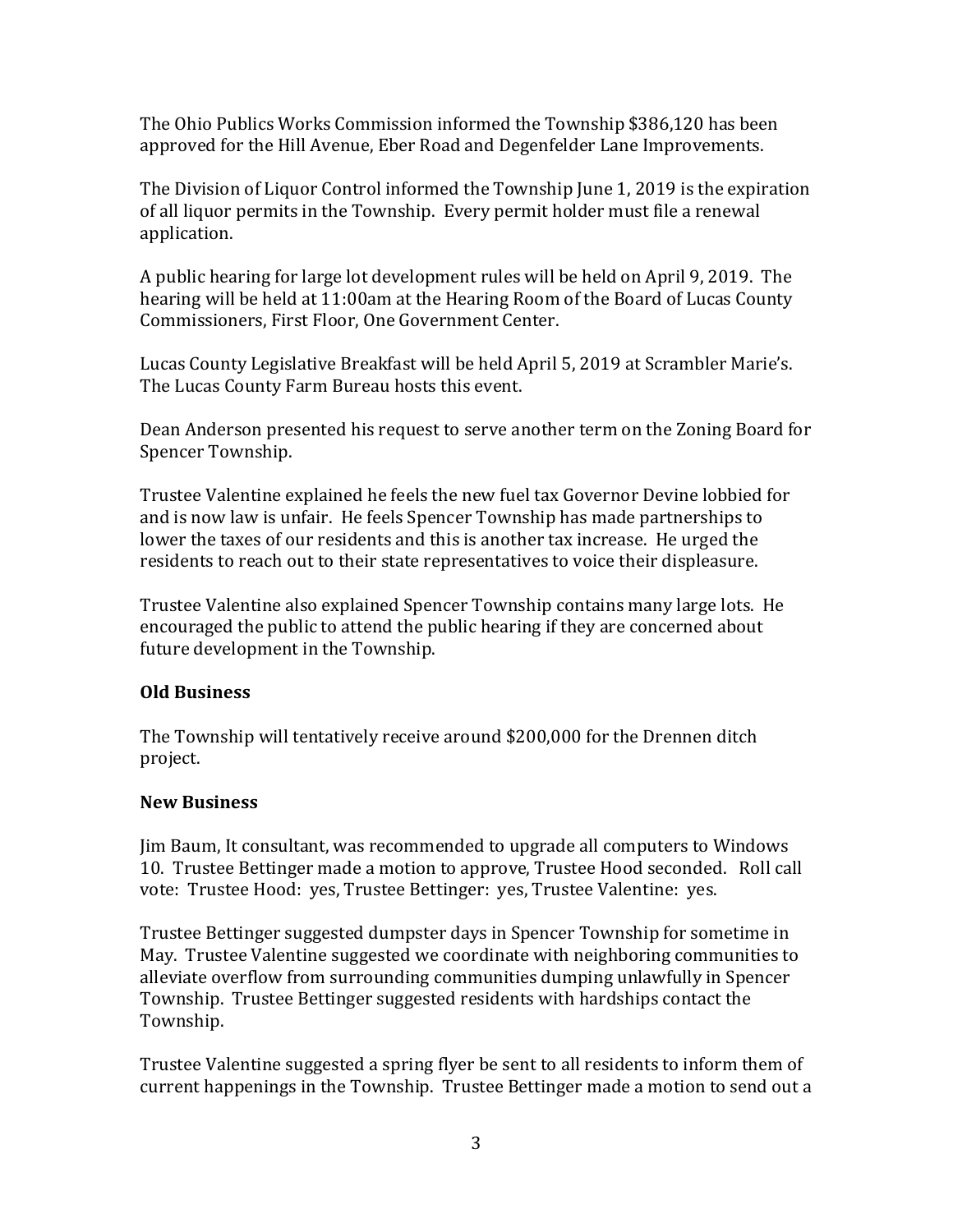The Ohio Publics Works Commission informed the Township $386,120 has been approved for the Hill Avenue, Eber Road and Degenfelder Lane Improvements.

The Division of Liquor Control informed the Township June 1, 2019 is the expiration of all liquor permits in the Township. Every permit holder must file a renewal application.

A public hearing for large lot development rules will be held on April 9, 2019. The hearing will be held at 11:00am at the Hearing Room of the Board of Lucas County Commissioners, First Floor, One Government Center.

Lucas County Legislative Breakfast will be held April 5, 2019 at Scrambler Marie's. The Lucas County Farm Bureau hosts this event.

Dean Anderson presented his request to serve another term on the Zoning Board for Spencer Township.

Trustee Valentine explained he feels the new fuel tax Governor Devine lobbied for and is now law is unfair. He feels Spencer Township has made partnerships to lower the taxes of our residents and this is another tax increase. He urged the residents to reach out to their state representatives to voice their displeasure.

Trustee Valentine also explained Spencer Township contains many large lots. He encouraged the public to attend the public hearing if they are concerned about future development in the Township.

**Old Business**

The Township will tentatively receive around $200,000 for the Drennen ditch project.

**New Business**

Jim Baum, It consultant, was recommended to upgrade all computers to Windows 10. Trustee Bettinger made a motion to approve, Trustee Hood seconded. Roll call vote: Trustee Hood: yes, Trustee Bettinger: yes, Trustee Valentine: yes.

Trustee Bettinger suggested dumpster days in Spencer Township for sometime in May. Trustee Valentine suggested we coordinate with neighboring communities to alleviate overflow from surrounding communities dumping unlawfully in Spencer Township. Trustee Bettinger suggested residents with hardships contact the Township.

Trustee Valentine suggested a spring flyer be sent to all residents to inform them of current happenings in the Township. Trustee Bettinger made a motion to send out a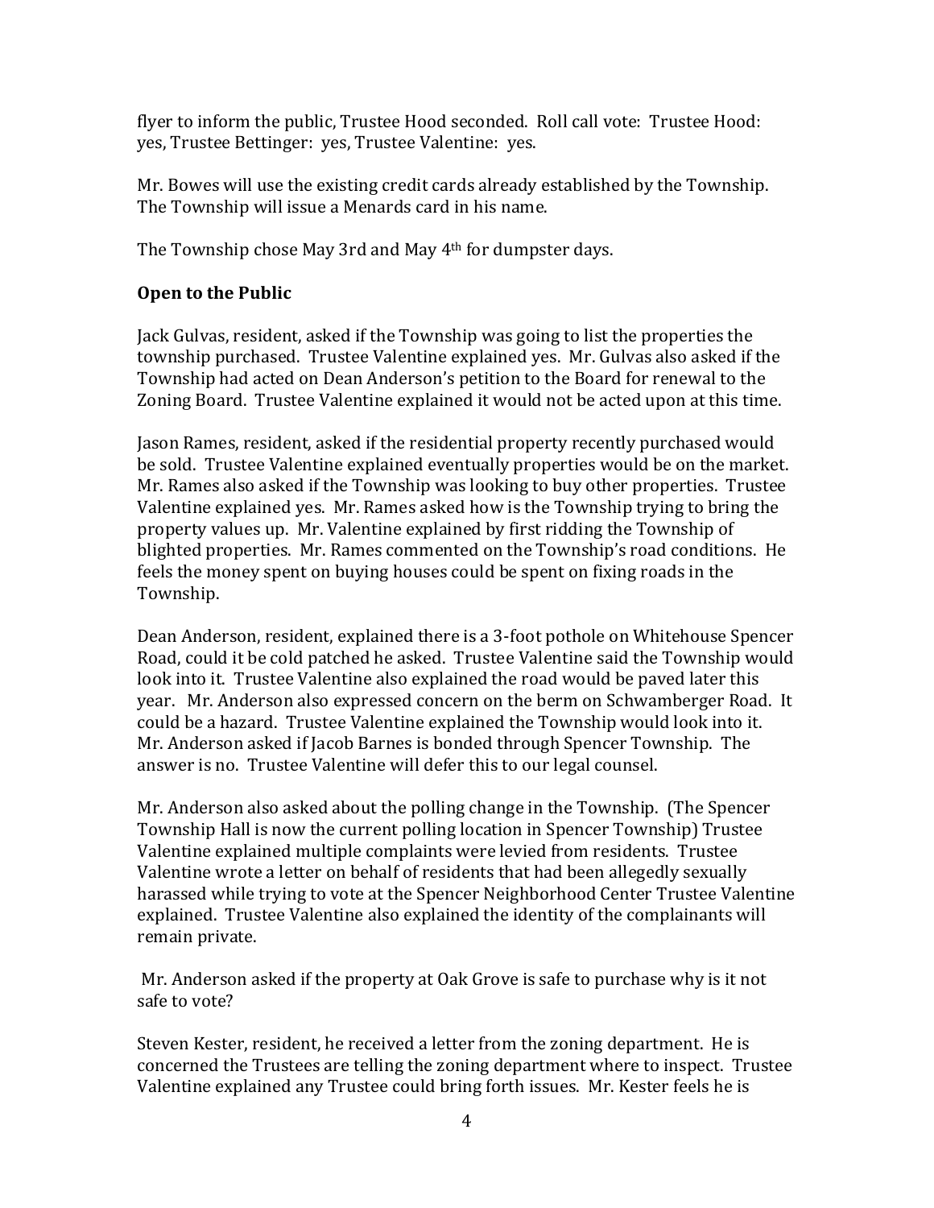flyer to inform the public, Trustee Hood seconded. Roll call vote: Trustee Hood: yes, Trustee Bettinger: yes, Trustee Valentine: yes.

Mr. Bowes will use the existing credit cards already established by the Township. The Township will issue a Menards card in his name.

The Township chose May 3rd and May 4th for dumpster days.

**Open to the Public**

Jack Gulvas, resident, asked if the Township was going to list the properties the township purchased. Trustee Valentine explained yes. Mr. Gulvas also asked if the Township had acted on Dean Anderson's petition to the Board for renewal to the Zoning Board. Trustee Valentine explained it would not be acted upon at this time.

Jason Rames, resident, asked if the residential property recently purchased would be sold. Trustee Valentine explained eventually properties would be on the market. Mr. Rames also asked if the Township was looking to buy other properties. Trustee Valentine explained yes. Mr. Rames asked how is the Township trying to bring the property values up. Mr. Valentine explained by first ridding the Township of blighted properties. Mr. Rames commented on the Township's road conditions. He feels the money spent on buying houses could be spent on fixing roads in the Township.

Dean Anderson, resident, explained there is a 3-foot pothole on Whitehouse Spencer Road, could it be cold patched he asked. Trustee Valentine said the Township would look into it. Trustee Valentine also explained the road would be paved later this year. Mr. Anderson also expressed concern on the berm on Schwamberger Road. It could be a hazard. Trustee Valentine explained the Township would look into it. Mr. Anderson asked if Jacob Barnes is bonded through Spencer Township. The answer is no. Trustee Valentine will defer this to our legal counsel.

Mr. Anderson also asked about the polling change in the Township. (The Spencer Township Hall is now the current polling location in Spencer Township) Trustee Valentine explained multiple complaints were levied from residents. Trustee Valentine wrote a letter on behalf of residents that had been allegedly sexually harassed while trying to vote at the Spencer Neighborhood Center Trustee Valentine explained. Trustee Valentine also explained the identity of the complainants will remain private.

Mr. Anderson asked if the property at Oak Grove is safe to purchase why is it not safe to vote?

Steven Kester, resident, he received a letter from the zoning department. He is concerned the Trustees are telling the zoning department where to inspect. Trustee Valentine explained any Trustee could bring forth issues. Mr. Kester feels he is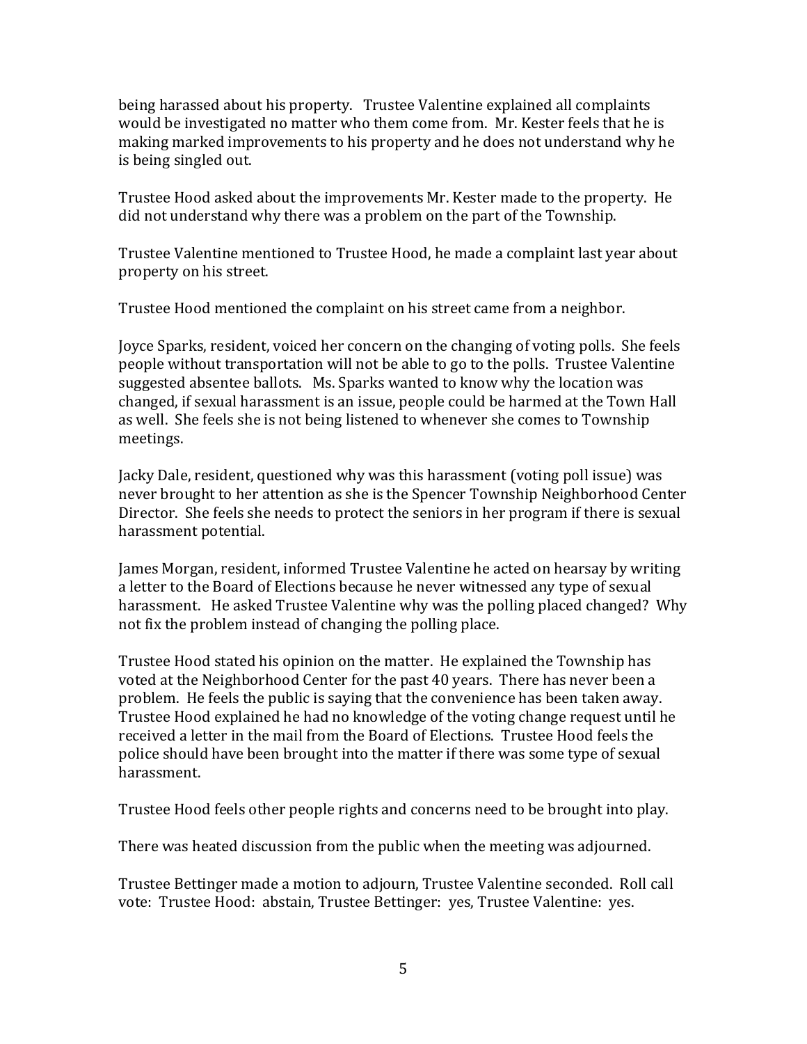being harassed about his property. Trustee Valentine explained all complaints would be investigated no matter who them come from. Mr. Kester feels that he is making marked improvements to his property and he does not understand why he is being singled out.

Trustee Hood asked about the improvements Mr. Kester made to the property. He did not understand why there was a problem on the part of the Township.

Trustee Valentine mentioned to Trustee Hood, he made a complaint last year about property on his street.

Trustee Hood mentioned the complaint on his street came from a neighbor.

Joyce Sparks, resident, voiced her concern on the changing of voting polls. She feels people without transportation will not be able to go to the polls. Trustee Valentine suggested absentee ballots. Ms. Sparks wanted to know why the location was changed, if sexual harassment is an issue, people could be harmed at the Town Hall as well. She feels she is not being listened to whenever she comes to Township meetings.

Jacky Dale, resident, questioned why was this harassment (voting poll issue) was never brought to her attention as she is the Spencer Township Neighborhood Center Director. She feels she needs to protect the seniors in her program if there is sexual harassment potential.

James Morgan, resident, informed Trustee Valentine he acted on hearsay by writing a letter to the Board of Elections because he never witnessed any type of sexual harassment. He asked Trustee Valentine why was the polling placed changed? Why not fix the problem instead of changing the polling place.

Trustee Hood stated his opinion on the matter. He explained the Township has voted at the Neighborhood Center for the past 40 years. There has never been a problem. He feels the public is saying that the convenience has been taken away. Trustee Hood explained he had no knowledge of the voting change request until he received a letter in the mail from the Board of Elections. Trustee Hood feels the police should have been brought into the matter if there was some type of sexual harassment.

Trustee Hood feels other people rights and concerns need to be brought into play.

There was heated discussion from the public when the meeting was adjourned.

Trustee Bettinger made a motion to adjourn, Trustee Valentine seconded. Roll call vote: Trustee Hood: abstain, Trustee Bettinger: yes, Trustee Valentine: yes.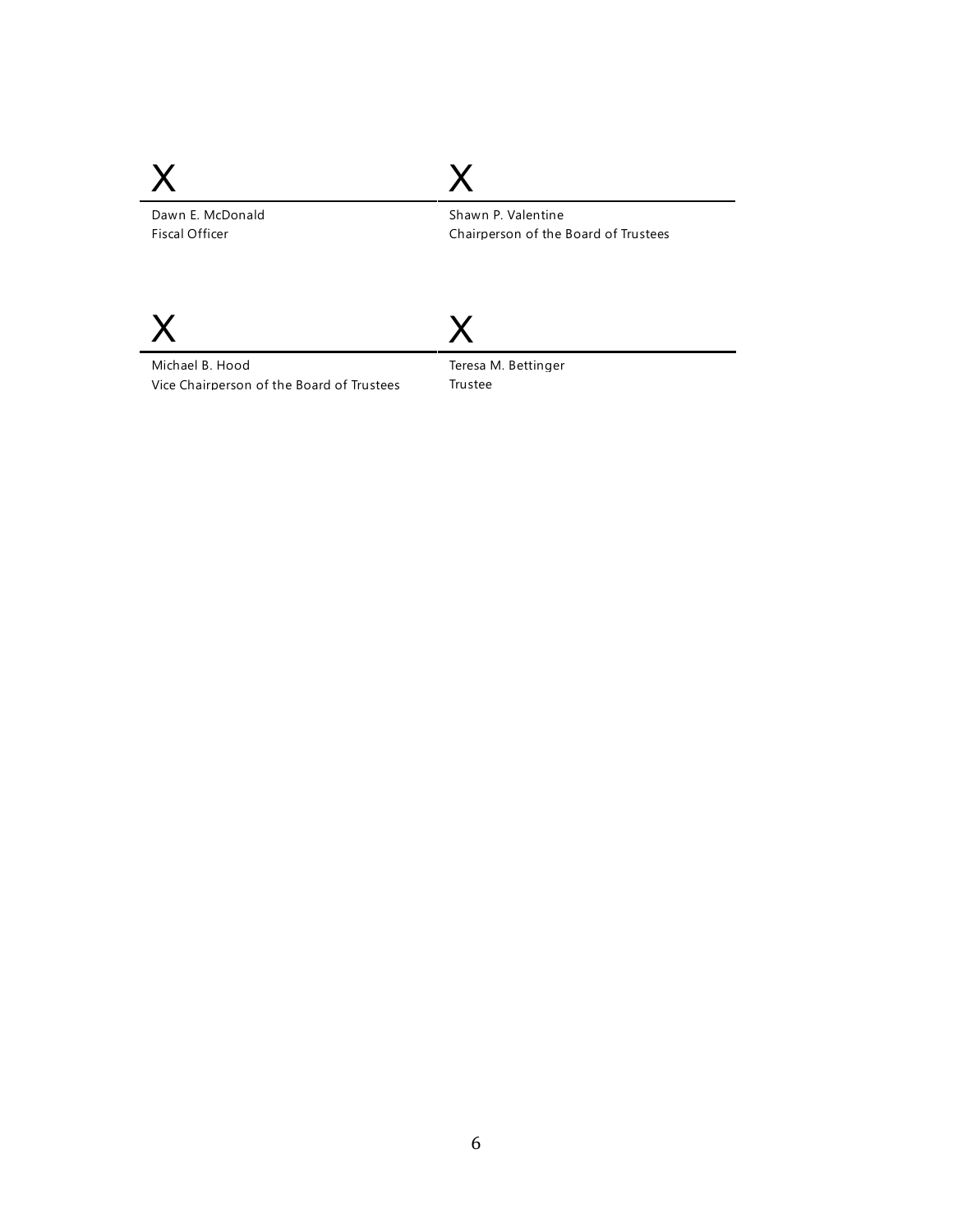X

Dawn E. McDonald
Fiscal Officer

X

Shawn P. Valentine
Chairperson of the Board of Trustees

X

Michael B. Hood
Vice Chairperson of the Board of Trustees

X

Teresa M. Bettinger
Trustee